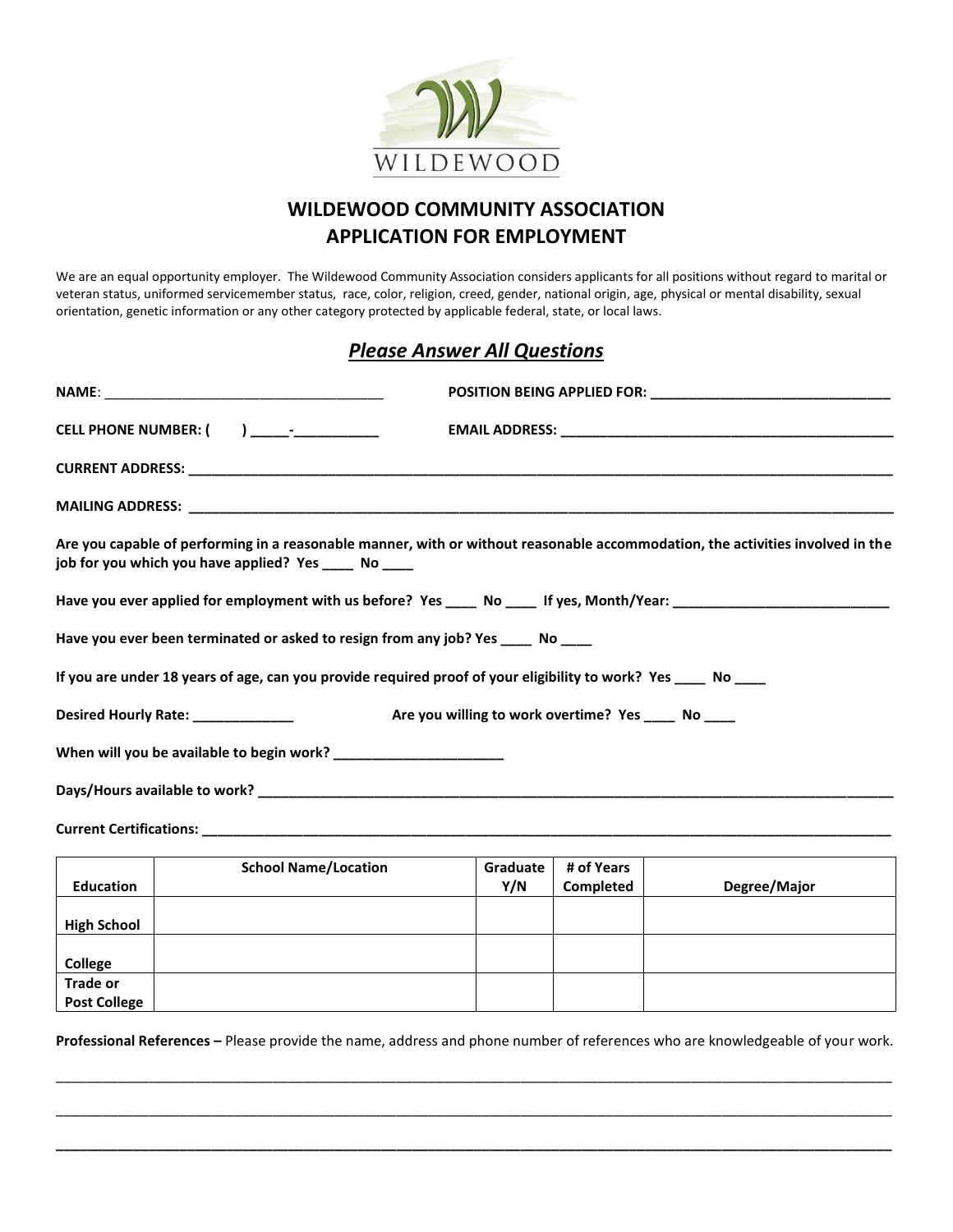WILDEWOOD

# WILDEWOOD COMMUNITY ASSOCIATION
# APPLICATION FOR EMPLOYMENT

We are an equal opportunity employer. The Wildewood Community Association considers applicants for all positions without regard to marital or veteran status, uniformed servicemember status, race, color, religion, creed, gender, national origin, age, physical or mental disability, sexual orientation, genetic information or any other category protected by applicable federal, state, or local laws.

## *Please Answer All Questions*

**NAME**: ____________________________________ **POSITION BEING APPLIED FOR: _______________________________**

**CELL PHONE NUMBER: (      ) _____-___________** **EMAIL ADDRESS: _____________________________________________**

**CURRENT ADDRESS: ____________________________________________________________________________________________**

**MAILING ADDRESS: ____________________________________________________________________________________________**

**Are you capable of performing in a reasonable manner, with or without reasonable accommodation, the activities involved in the job for you which you have applied? Yes ____ No ____**

**Have you ever applied for employment with us before? Yes ____ No ____ If yes, Month/Year: ____________________________**

**Have you ever been terminated or asked to resign from any job? Yes ____ No ____**

**If you are under 18 years of age, can you provide required proof of your eligibility to work? Yes ____ No ____**

**Desired Hourly Rate: _____________** **Are you willing to work overtime? Yes ____ No ____**

**When will you be available to begin work? ______________________**

**Days/Hours available to work? _______________________________________________________________________________________**

**Current Certifications: ________________________________________________________________________________________________**

| Education | School Name/Location | Graduate Y/N | # of Years Completed | Degree/Major |
|---|---|---|---|---|
| **High School** | | | | |
| **College** | | | | |
| **Trade or Post College** | | | | |

**Professional References –** Please provide the name, address and phone number of references who are knowledgeable of your work.

______________________________________________________________________________________________________________

______________________________________________________________________________________________________________

______________________________________________________________________________________________________________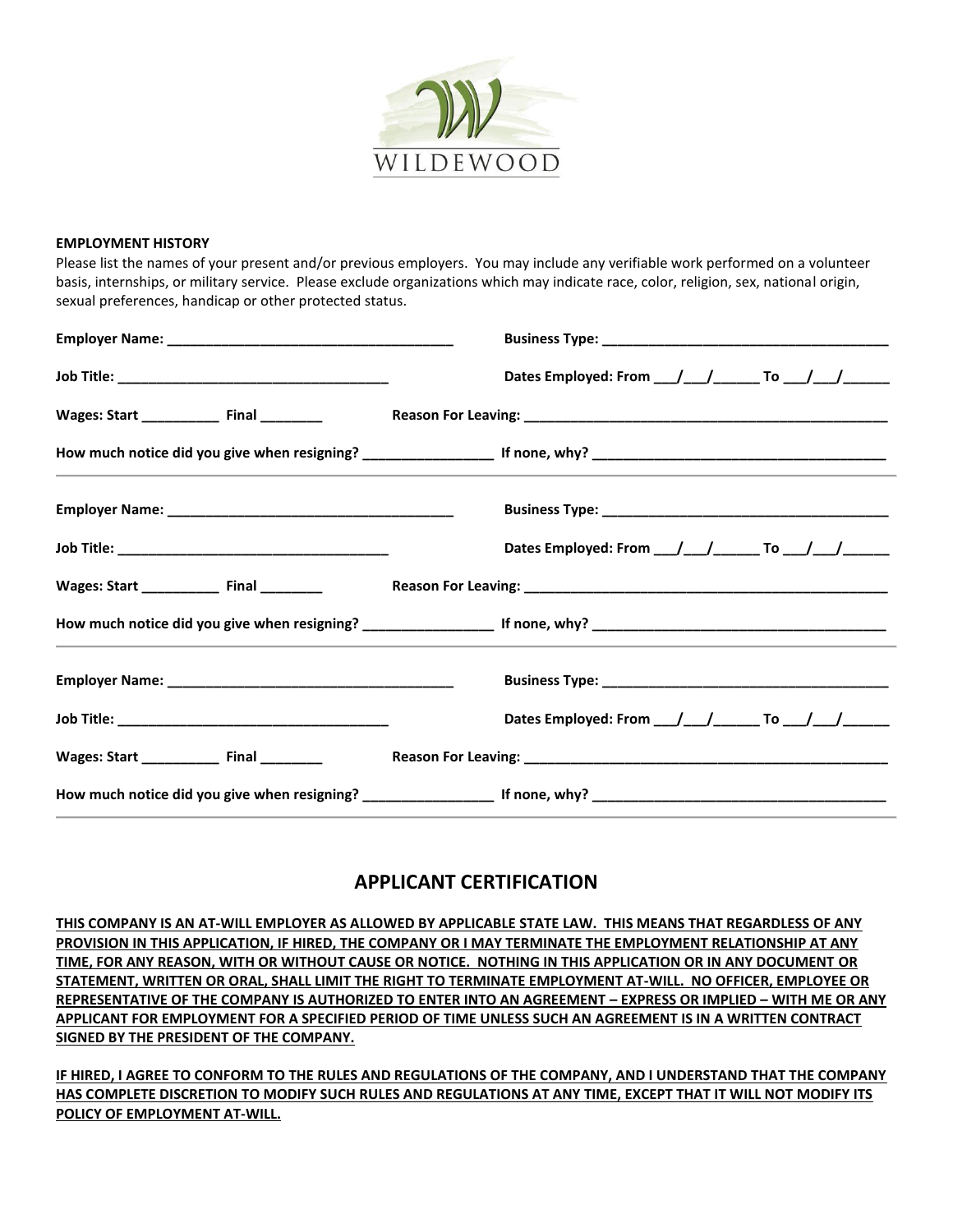WILDEWOOD

**EMPLOYMENT HISTORY**

Please list the names of your present and/or previous employers. You may include any verifiable work performed on a volunteer basis, internships, or military service. Please exclude organizations which may indicate race, color, religion, sex, national origin, sexual preferences, handicap or other protected status.

**Employer Name:** _____________________________________ **Business Type:** _____________________________________

**Job Title:** ___________________________________ **Dates Employed: From** ___/___/______ **To** ___/___/______

**Wages: Start** __________ **Final** ________ **Reason For Leaving:** _______________________________________________

**How much notice did you give when resigning?** ________________ **If none, why?** _____________________________________

---

**Employer Name:** _____________________________________ **Business Type:** _____________________________________

**Job Title:** ___________________________________ **Dates Employed: From** ___/___/______ **To** ___/___/______

**Wages: Start** __________ **Final** ________ **Reason For Leaving:** _______________________________________________

**How much notice did you give when resigning?** ________________ **If none, why?** _____________________________________

---

**Employer Name:** _____________________________________ **Business Type:** _____________________________________

**Job Title:** ___________________________________ **Dates Employed: From** ___/___/______ **To** ___/___/______

**Wages: Start** __________ **Final** ________ **Reason For Leaving:** _______________________________________________

**How much notice did you give when resigning?** ________________ **If none, why?** _____________________________________

---

## APPLICANT CERTIFICATION

**THIS COMPANY IS AN AT-WILL EMPLOYER AS ALLOWED BY APPLICABLE STATE LAW. THIS MEANS THAT REGARDLESS OF ANY PROVISION IN THIS APPLICATION, IF HIRED, THE COMPANY OR I MAY TERMINATE THE EMPLOYMENT RELATIONSHIP AT ANY TIME, FOR ANY REASON, WITH OR WITHOUT CAUSE OR NOTICE. NOTHING IN THIS APPLICATION OR IN ANY DOCUMENT OR STATEMENT, WRITTEN OR ORAL, SHALL LIMIT THE RIGHT TO TERMINATE EMPLOYMENT AT-WILL. NO OFFICER, EMPLOYEE OR REPRESENTATIVE OF THE COMPANY IS AUTHORIZED TO ENTER INTO AN AGREEMENT – EXPRESS OR IMPLIED – WITH ME OR ANY APPLICANT FOR EMPLOYMENT FOR A SPECIFIED PERIOD OF TIME UNLESS SUCH AN AGREEMENT IS IN A WRITTEN CONTRACT SIGNED BY THE PRESIDENT OF THE COMPANY.**

**IF HIRED, I AGREE TO CONFORM TO THE RULES AND REGULATIONS OF THE COMPANY, AND I UNDERSTAND THAT THE COMPANY HAS COMPLETE DISCRETION TO MODIFY SUCH RULES AND REGULATIONS AT ANY TIME, EXCEPT THAT IT WILL NOT MODIFY ITS POLICY OF EMPLOYMENT AT-WILL.**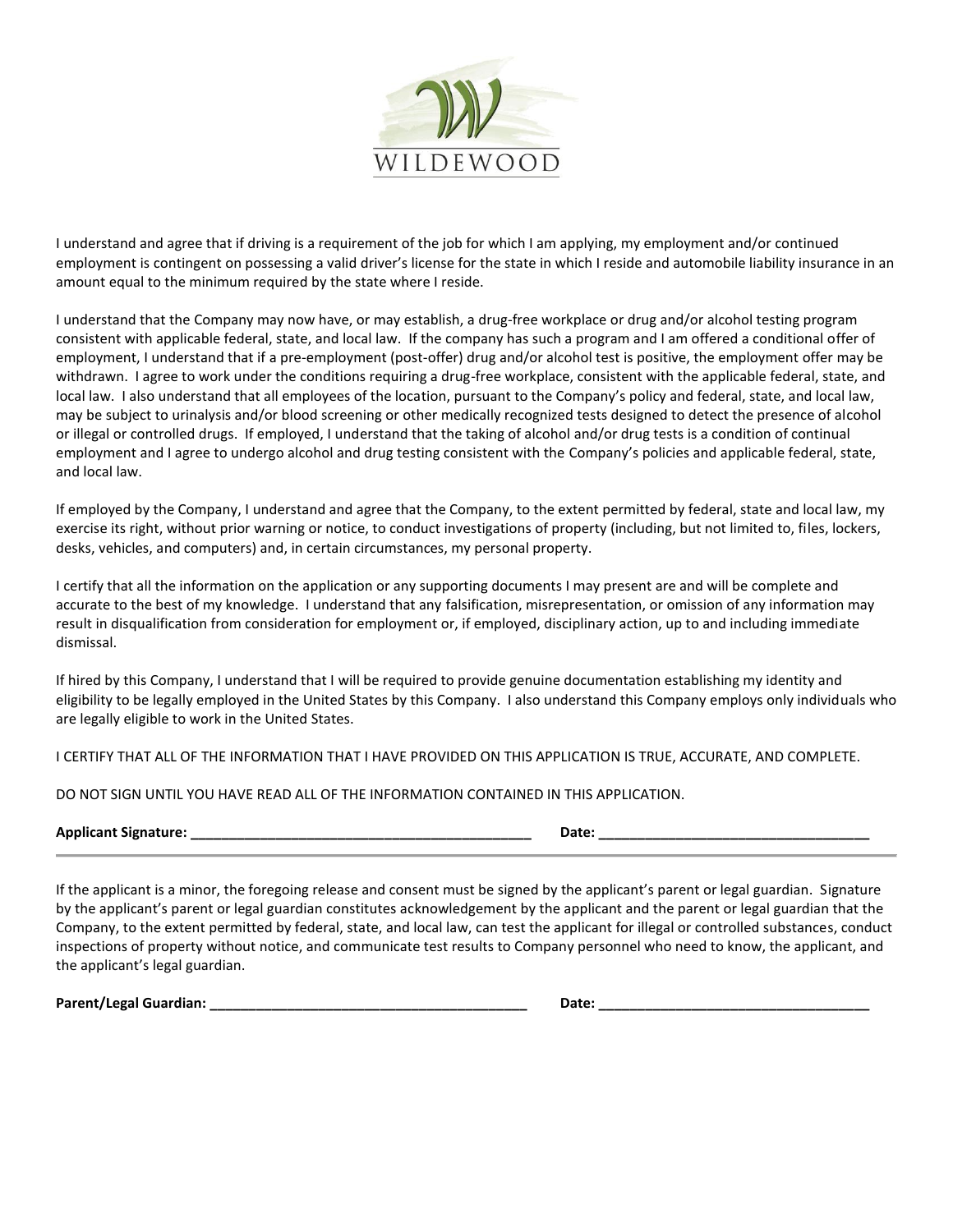WILDEWOOD

I understand and agree that if driving is a requirement of the job for which I am applying, my employment and/or continued employment is contingent on possessing a valid driver's license for the state in which I reside and automobile liability insurance in an amount equal to the minimum required by the state where I reside.

I understand that the Company may now have, or may establish, a drug-free workplace or drug and/or alcohol testing program consistent with applicable federal, state, and local law. If the company has such a program and I am offered a conditional offer of employment, I understand that if a pre-employment (post-offer) drug and/or alcohol test is positive, the employment offer may be withdrawn. I agree to work under the conditions requiring a drug-free workplace, consistent with the applicable federal, state, and local law. I also understand that all employees of the location, pursuant to the Company's policy and federal, state, and local law, may be subject to urinalysis and/or blood screening or other medically recognized tests designed to detect the presence of alcohol or illegal or controlled drugs. If employed, I understand that the taking of alcohol and/or drug tests is a condition of continual employment and I agree to undergo alcohol and drug testing consistent with the Company's policies and applicable federal, state, and local law.

If employed by the Company, I understand and agree that the Company, to the extent permitted by federal, state and local law, my exercise its right, without prior warning or notice, to conduct investigations of property (including, but not limited to, files, lockers, desks, vehicles, and computers) and, in certain circumstances, my personal property.

I certify that all the information on the application or any supporting documents I may present are and will be complete and accurate to the best of my knowledge. I understand that any falsification, misrepresentation, or omission of any information may result in disqualification from consideration for employment or, if employed, disciplinary action, up to and including immediate dismissal.

If hired by this Company, I understand that I will be required to provide genuine documentation establishing my identity and eligibility to be legally employed in the United States by this Company. I also understand this Company employs only individuals who are legally eligible to work in the United States.

I CERTIFY THAT ALL OF THE INFORMATION THAT I HAVE PROVIDED ON THIS APPLICATION IS TRUE, ACCURATE, AND COMPLETE.

DO NOT SIGN UNTIL YOU HAVE READ ALL OF THE INFORMATION CONTAINED IN THIS APPLICATION.

**Applicant Signature:** _____________________________________________ **Date:** ___________________________________

---

If the applicant is a minor, the foregoing release and consent must be signed by the applicant's parent or legal guardian. Signature by the applicant's parent or legal guardian constitutes acknowledgement by the applicant and the parent or legal guardian that the Company, to the extent permitted by federal, state, and local law, can test the applicant for illegal or controlled substances, conduct inspections of property without notice, and communicate test results to Company personnel who need to know, the applicant, and the applicant's legal guardian.

**Parent/Legal Guardian:** __________________________________________ **Date:** ___________________________________